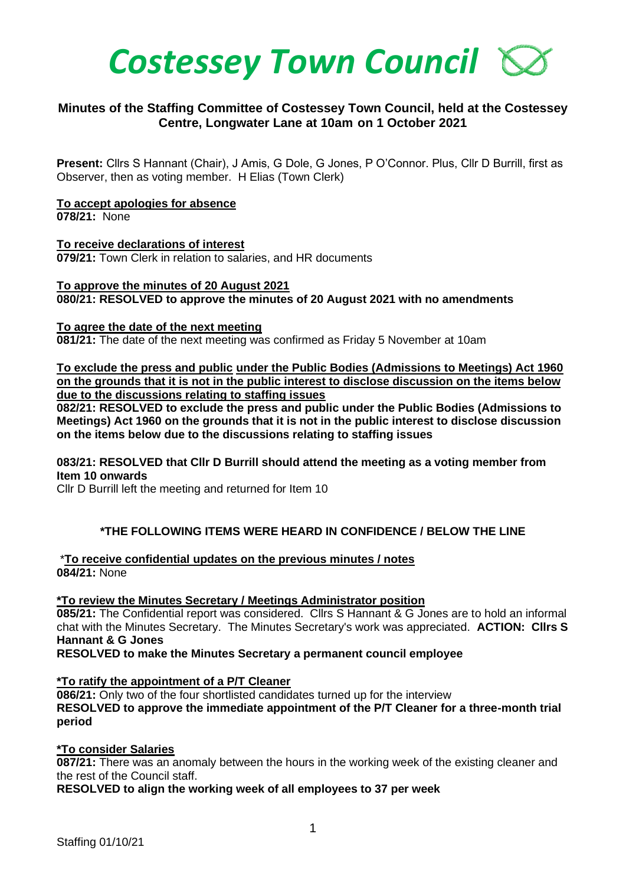# Costessey Town Council

## Minutes of the Staffing Committee of Costessey Town Council, held at the Costessey Centre, Longwater Lane at 10am on 1 October 2021

**Present:** Cllrs S Hannant (Chair), J Amis, G Dole, G Jones, P O'Connor. Plus, Cllr D Burrill, first as Observer, then as voting member. H Elias (Town Clerk)

**To accept apologies for absence**
**078/21:** None

**To receive declarations of interest**
**079/21:** Town Clerk in relation to salaries, and HR documents

**To approve the minutes of 20 August 2021**
**080/21: RESOLVED to approve the minutes of 20 August 2021 with no amendments**

**To agree the date of the next meeting**
**081/21:** The date of the next meeting was confirmed as Friday 5 November at 10am

**To exclude the press and public under the Public Bodies (Admissions to Meetings) Act 1960 on the grounds that it is not in the public interest to disclose discussion on the items below due to the discussions relating to staffing issues**
**082/21: RESOLVED to exclude the press and public under the Public Bodies (Admissions to Meetings) Act 1960 on the grounds that it is not in the public interest to disclose discussion on the items below due to the discussions relating to staffing issues**

**083/21: RESOLVED that Cllr D Burrill should attend the meeting as a voting member from Item 10 onwards**
Cllr D Burrill left the meeting and returned for Item 10

### *THE FOLLOWING ITEMS WERE HEARD IN CONFIDENCE / BELOW THE LINE

***To receive confidential updates on the previous minutes / notes**
**084/21:** None

***To review the Minutes Secretary / Meetings Administrator position**
**085/21:** The Confidential report was considered. Cllrs S Hannant & G Jones are to hold an informal chat with the Minutes Secretary. The Minutes Secretary's work was appreciated. **ACTION: Cllrs S Hannant & G Jones**
**RESOLVED to make the Minutes Secretary a permanent council employee**

***To ratify the appointment of a P/T Cleaner**
**086/21:** Only two of the four shortlisted candidates turned up for the interview
**RESOLVED to approve the immediate appointment of the P/T Cleaner for a three-month trial period**

***To consider Salaries**
**087/21:** There was an anomaly between the hours in the working week of the existing cleaner and the rest of the Council staff.
**RESOLVED to align the working week of all employees to 37 per week**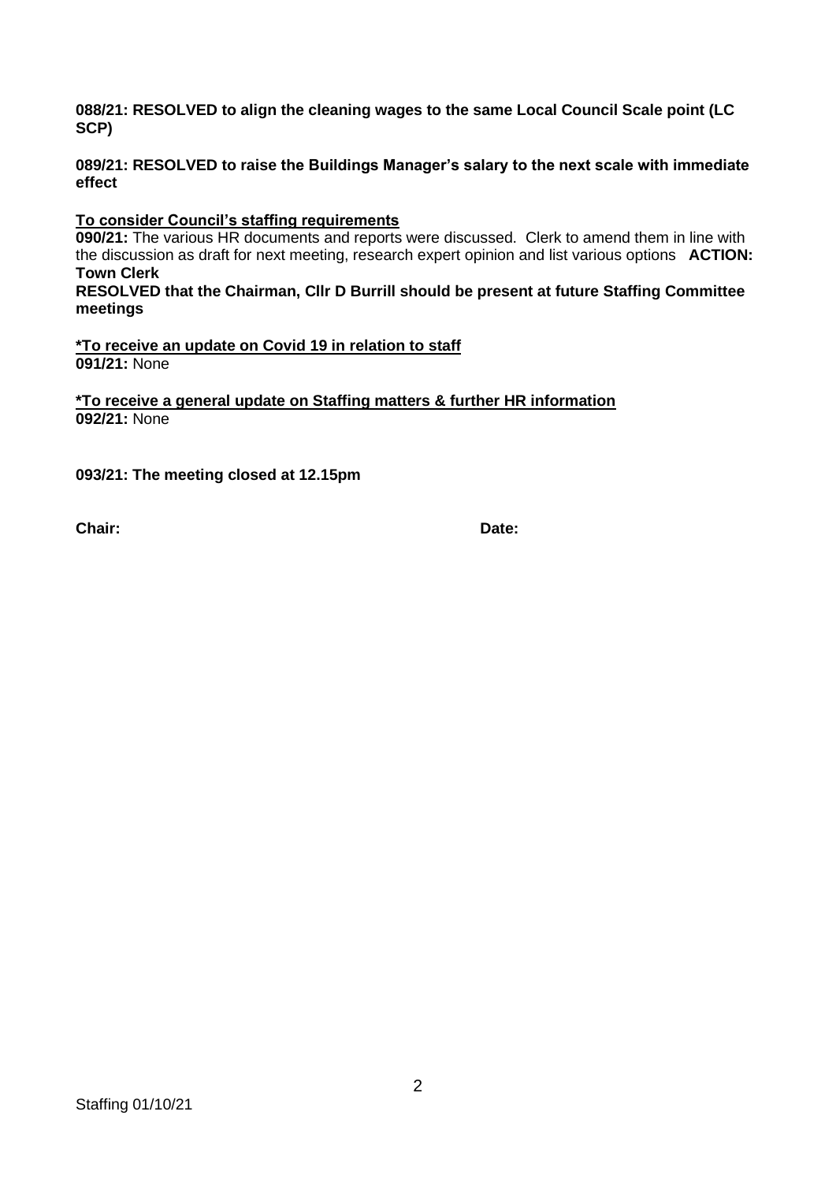**088/21: RESOLVED to align the cleaning wages to the same Local Council Scale point (LC SCP)**

**089/21: RESOLVED to raise the Buildings Manager's salary to the next scale with immediate effect**

**<u>To consider Council's staffing requirements</u>**

**090/21:** The various HR documents and reports were discussed. Clerk to amend them in line with the discussion as draft for next meeting, research expert opinion and list various options **ACTION: Town Clerk**

**RESOLVED that the Chairman, Cllr D Burrill should be present at future Staffing Committee meetings**

**<u>*To receive an update on Covid 19 in relation to staff</u>**

**091/21:** None

**<u>*To receive a general update on Staffing matters & further HR information</u>**

**092/21:** None

**093/21: The meeting closed at 12.15pm**

**Chair:** **Date:**